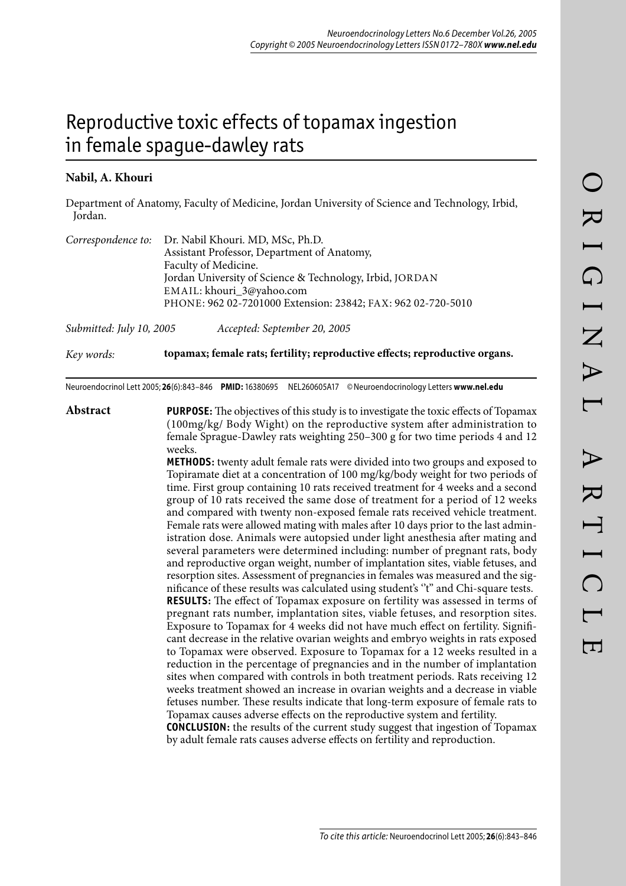# Reproductive toxic effects of topamax ingestion in female spague-dawley rats

**Nabil, A. Khouri**

Department of Anatomy, Faculty of Medicine, Jordan University of Science and Technology, Irbid, Jordan.

*Correspondence to:* Dr. Nabil Khouri. MD, MSc, Ph.D.
Assistant Professor, Department of Anatomy,
Faculty of Medicine.
Jordan University of Science & Technology, Irbid, JORDAN
EMAIL: khouri_3@yahoo.com
PHONE: 962 02-7201000 Extension: 23842; FAX: 962 02-720-5010

*Submitted: July 10, 2005* *Accepted: September 20, 2005*

*Key words:* **topamax; female rats; fertility; reproductive effects; reproductive organs.**

Neuroendocrinol Lett 2005; **26**(6):843–846 **PMID:** 16380695 NEL260605A17 © Neuroendocrinology Letters **www.nel.edu**

## Abstract

**PURPOSE:** The objectives of this study is to investigate the toxic effects of Topamax (100mg/kg/ Body Wight) on the reproductive system after administration to female Sprague-Dawley rats weighting 250–300 g for two time periods 4 and 12 weeks.

**METHODS:** twenty adult female rats were divided into two groups and exposed to Topiramate diet at a concentration of 100 mg/kg/body weight for two periods of time. First group containing 10 rats received treatment for 4 weeks and a second group of 10 rats received the same dose of treatment for a period of 12 weeks and compared with twenty non-exposed female rats received vehicle treatment. Female rats were allowed mating with males after 10 days prior to the last administration dose. Animals were autopsied under light anesthesia after mating and several parameters were determined including: number of pregnant rats, body and reproductive organ weight, number of implantation sites, viable fetuses, and resorption sites. Assessment of pregnancies in females was measured and the significance of these results was calculated using student's ''t" and Chi-square tests.

**RESULTS:** The effect of Topamax exposure on fertility was assessed in terms of pregnant rats number, implantation sites, viable fetuses, and resorption sites. Exposure to Topamax for 4 weeks did not have much effect on fertility. Significant decrease in the relative ovarian weights and embryo weights in rats exposed to Topamax were observed. Exposure to Topamax for a 12 weeks resulted in a reduction in the percentage of pregnancies and in the number of implantation sites when compared with controls in both treatment periods. Rats receiving 12 weeks treatment showed an increase in ovarian weights and a decrease in viable fetuses number. These results indicate that long-term exposure of female rats to Topamax causes adverse effects on the reproductive system and fertility.

**CONCLUSION:** the results of the current study suggest that ingestion of Topamax by adult female rats causes adverse effects on fertility and reproduction.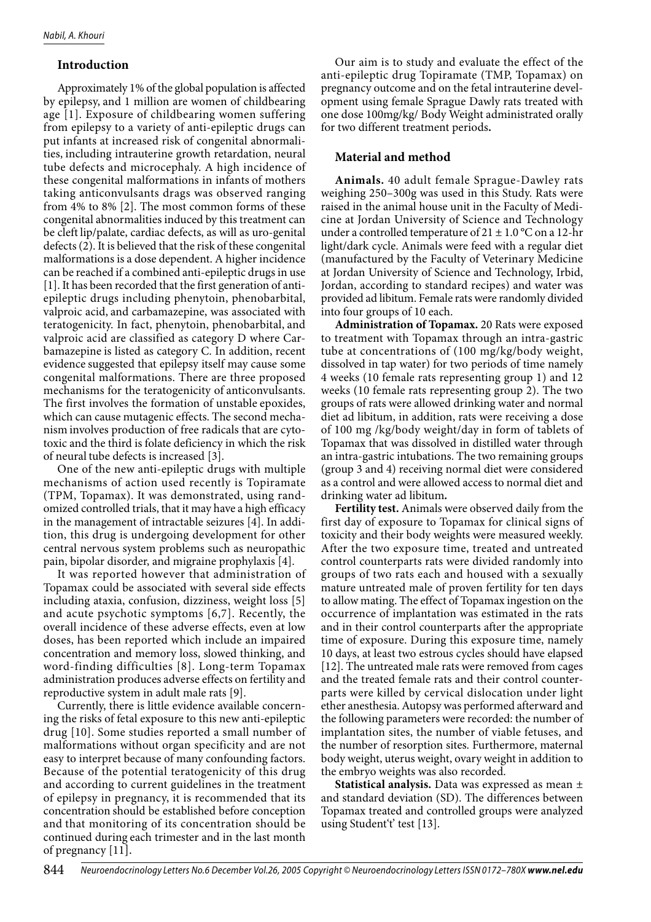## Introduction

Approximately 1% of the global population is affected by epilepsy, and 1 million are women of childbearing age [1]. Exposure of childbearing women suffering from epilepsy to a variety of anti-epileptic drugs can put infants at increased risk of congenital abnormalities, including intrauterine growth retardation, neural tube defects and microcephaly. A high incidence of these congenital malformations in infants of mothers taking anticonvulsants drags was observed ranging from 4% to 8% [2]. The most common forms of these congenital abnormalities induced by this treatment can be cleft lip/palate, cardiac defects, as will as uro-genital defects (2). It is believed that the risk of these congenital malformations is a dose dependent. A higher incidence can be reached if a combined anti-epileptic drugs in use [1]. It has been recorded that the first generation of anti-epileptic drugs including phenytoin, phenobarbital, valproic acid, and carbamazepine, was associated with teratogenicity. In fact, phenytoin, phenobarbital, and valproic acid are classified as category D where Carbamazepine is listed as category C. In addition, recent evidence suggested that epilepsy itself may cause some congenital malformations. There are three proposed mechanisms for the teratogenicity of anticonvulsants. The first involves the formation of unstable epoxides, which can cause mutagenic effects. The second mechanism involves production of free radicals that are cytotoxic and the third is folate deficiency in which the risk of neural tube defects is increased [3].

One of the new anti-epileptic drugs with multiple mechanisms of action used recently is Topiramate (TPM, Topamax). It was demonstrated, using randomized controlled trials, that it may have a high efficacy in the management of intractable seizures [4]. In addition, this drug is undergoing development for other central nervous system problems such as neuropathic pain, bipolar disorder, and migraine prophylaxis [4].

It was reported however that administration of Topamax could be associated with several side effects including ataxia, confusion, dizziness, weight loss [5] and acute psychotic symptoms [6,7]. Recently, the overall incidence of these adverse effects, even at low doses, has been reported which include an impaired concentration and memory loss, slowed thinking, and word-finding difficulties [8]. Long-term Topamax administration produces adverse effects on fertility and reproductive system in adult male rats [9].

Currently, there is little evidence available concerning the risks of fetal exposure to this new anti-epileptic drug [10]. Some studies reported a small number of malformations without organ specificity and are not easy to interpret because of many confounding factors. Because of the potential teratogenicity of this drug and according to current guidelines in the treatment of epilepsy in pregnancy, it is recommended that its concentration should be established before conception and that monitoring of its concentration should be continued during each trimester and in the last month of pregnancy [11].

Our aim is to study and evaluate the effect of the anti-epileptic drug Topiramate (TMP, Topamax) on pregnancy outcome and on the fetal intrauterine development using female Sprague Dawly rats treated with one dose 100mg/kg/ Body Weight administrated orally for two different treatment periods**.**

## Material and method

**Animals.** 40 adult female Sprague-Dawley rats weighing 250–300g was used in this Study. Rats were raised in the animal house unit in the Faculty of Medicine at Jordan University of Science and Technology under a controlled temperature of 21 ± 1.0 °C on a 12-hr light/dark cycle. Animals were feed with a regular diet (manufactured by the Faculty of Veterinary Medicine at Jordan University of Science and Technology, Irbid, Jordan, according to standard recipes) and water was provided ad libitum. Female rats were randomly divided into four groups of 10 each.

**Administration of Topamax.** 20 Rats were exposed to treatment with Topamax through an intra-gastric tube at concentrations of (100 mg/kg/body weight, dissolved in tap water) for two periods of time namely 4 weeks (10 female rats representing group 1) and 12 weeks (10 female rats representing group 2). The two groups of rats were allowed drinking water and normal diet ad libitum, in addition, rats were receiving a dose of 100 mg /kg/body weight/day in form of tablets of Topamax that was dissolved in distilled water through an intra-gastric intubations. The two remaining groups (group 3 and 4) receiving normal diet were considered as a control and were allowed access to normal diet and drinking water ad libitum**.**

**Fertility test.** Animals were observed daily from the first day of exposure to Topamax for clinical signs of toxicity and their body weights were measured weekly. After the two exposure time, treated and untreated control counterparts rats were divided randomly into groups of two rats each and housed with a sexually mature untreated male of proven fertility for ten days to allow mating. The effect of Topamax ingestion on the occurrence of implantation was estimated in the rats and in their control counterparts after the appropriate time of exposure. During this exposure time, namely 10 days, at least two estrous cycles should have elapsed [12]. The untreated male rats were removed from cages and the treated female rats and their control counterparts were killed by cervical dislocation under light ether anesthesia. Autopsy was performed afterward and the following parameters were recorded: the number of implantation sites, the number of viable fetuses, and the number of resorption sites. Furthermore, maternal body weight, uterus weight, ovary weight in addition to the embryo weights was also recorded.

**Statistical analysis.** Data was expressed as mean ± and standard deviation (SD). The differences between Topamax treated and controlled groups were analyzed using Student't' test [13].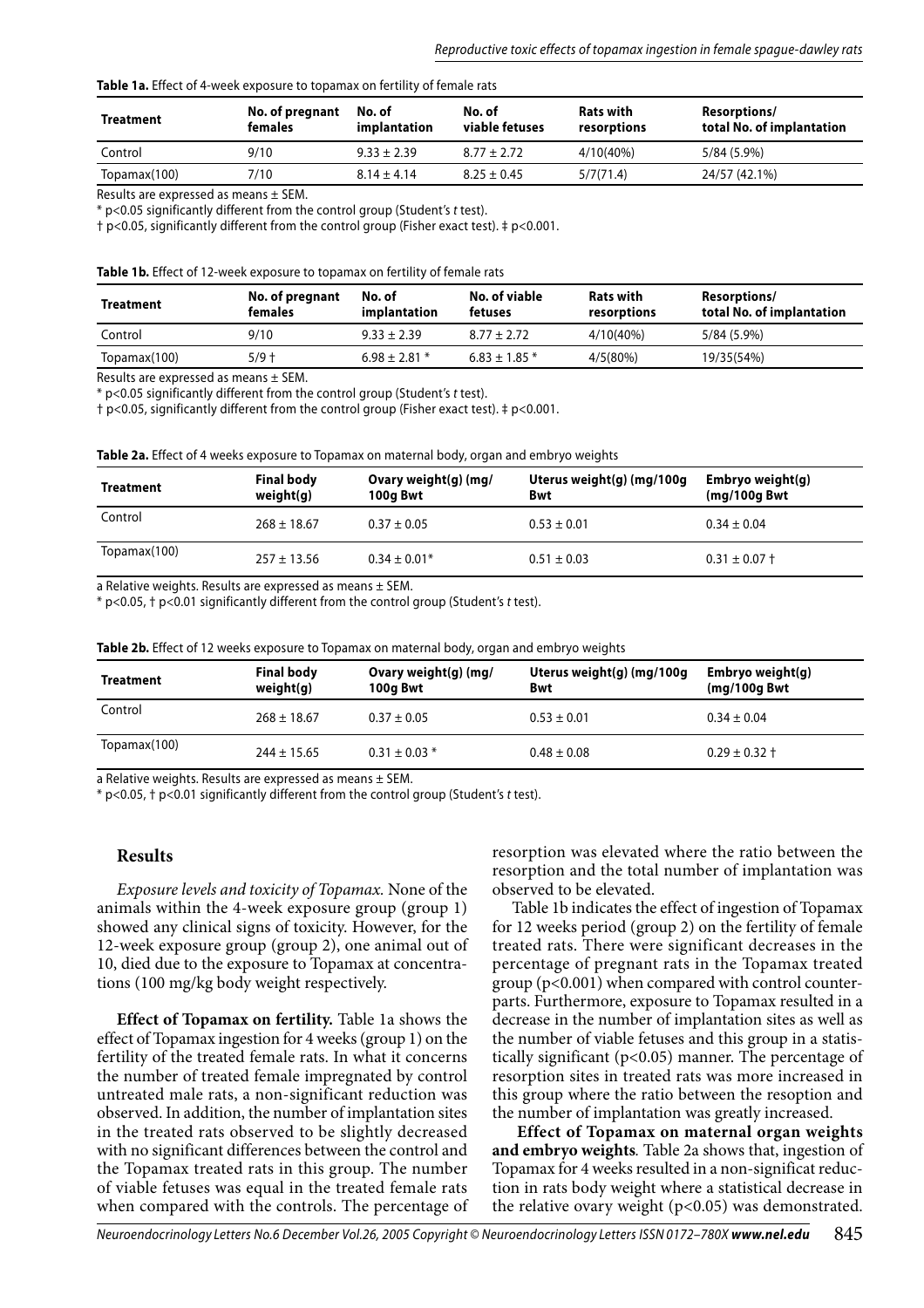**Table 1a.** Effect of 4-week exposure to topamax on fertility of female rats

| Treatment | No. of pregnant females | No. of implantation | No. of viable fetuses | Rats with resorptions | Resorptions/ total No. of implantation |
|---|---|---|---|---|---|
| Control | 9/10 | 9.33 ± 2.39 | 8.77 ± 2.72 | 4/10(40%) | 5/84 (5.9%) |
| Topamax(100) | 7/10 | 8.14 ± 4.14 | 8.25 ± 0.45 | 5/7(71.4) | 24/57 (42.1%) |

Results are expressed as means ± SEM.
* p<0.05 significantly different from the control group (Student's *t* test).
† p<0.05, significantly different from the control group (Fisher exact test). ‡ p<0.001.

**Table 1b.** Effect of 12-week exposure to topamax on fertility of female rats

| Treatment | No. of pregnant females | No. of implantation | No. of viable fetuses | Rats with resorptions | Resorptions/ total No. of implantation |
|---|---|---|---|---|---|
| Control | 9/10 | 9.33 ± 2.39 | 8.77 ± 2.72 | 4/10(40%) | 5/84 (5.9%) |
| Topamax(100) | 5/9 † | 6.98 ± 2.81 * | 6.83 ± 1.85 * | 4/5(80%) | 19/35(54%) |

Results are expressed as means ± SEM.
* p<0.05 significantly different from the control group (Student's *t* test).
† p<0.05, significantly different from the control group (Fisher exact test). ‡ p<0.001.

**Table 2a.** Effect of 4 weeks exposure to Topamax on maternal body, organ and embryo weights

| Treatment | Final body weight(g) | Ovary weight(g) (mg/ 100g Bwt | Uterus weight(g) (mg/100g Bwt | Embryo weight(g) (mg/100g Bwt |
|---|---|---|---|---|
| Control | 268 ± 18.67 | 0.37 ± 0.05 | 0.53 ± 0.01 | 0.34 ± 0.04 |
| Topamax(100) | 257 ± 13.56 | 0.34 ± 0.01* | 0.51 ± 0.03 | 0.31 ± 0.07 † |

a Relative weights. Results are expressed as means ± SEM.
* p<0.05, † p<0.01 significantly different from the control group (Student's *t* test).

**Table 2b.** Effect of 12 weeks exposure to Topamax on maternal body, organ and embryo weights

| Treatment | Final body weight(g) | Ovary weight(g) (mg/ 100g Bwt | Uterus weight(g) (mg/100g Bwt | Embryo weight(g) (mg/100g Bwt |
|---|---|---|---|---|
| Control | 268 ± 18.67 | 0.37 ± 0.05 | 0.53 ± 0.01 | 0.34 ± 0.04 |
| Topamax(100) | 244 ± 15.65 | 0.31 ± 0.03 * | 0.48 ± 0.08 | 0.29 ± 0.32 † |

a Relative weights. Results are expressed as means ± SEM.
* p<0.05, † p<0.01 significantly different from the control group (Student's *t* test).

## Results

*Exposure levels and toxicity of Topamax.* None of the animals within the 4-week exposure group (group 1) showed any clinical signs of toxicity. However, for the 12-week exposure group (group 2), one animal out of 10, died due to the exposure to Topamax at concentrations (100 mg/kg body weight respectively.

**Effect of Topamax on fertility.** Table 1a shows the effect of Topamax ingestion for 4 weeks (group 1) on the fertility of the treated female rats. In what it concerns the number of treated female impregnated by control untreated male rats, a non-significant reduction was observed. In addition, the number of implantation sites in the treated rats observed to be slightly decreased with no significant differences between the control and the Topamax treated rats in this group. The number of viable fetuses was equal in the treated female rats when compared with the controls. The percentage of resorption was elevated where the ratio between the resorption and the total number of implantation was observed to be elevated.

Table 1b indicates the effect of ingestion of Topamax for 12 weeks period (group 2) on the fertility of female treated rats. There were significant decreases in the percentage of pregnant rats in the Topamax treated group ($p<0.001$) when compared with control counterparts. Furthermore, exposure to Topamax resulted in a decrease in the number of implantation sites as well as the number of viable fetuses and this group in a statistically significant ($p<0.05$) manner. The percentage of resorption sites in treated rats was more increased in this group where the ratio between the resoption and the number of implantation was greatly increased.

**Effect of Topamax on maternal organ weights and embryo weights***.* Table 2a shows that, ingestion of Topamax for 4 weeks resulted in a non-significat reduction in rats body weight where a statistical decrease in the relative ovary weight ($p<0.05$) was demonstrated.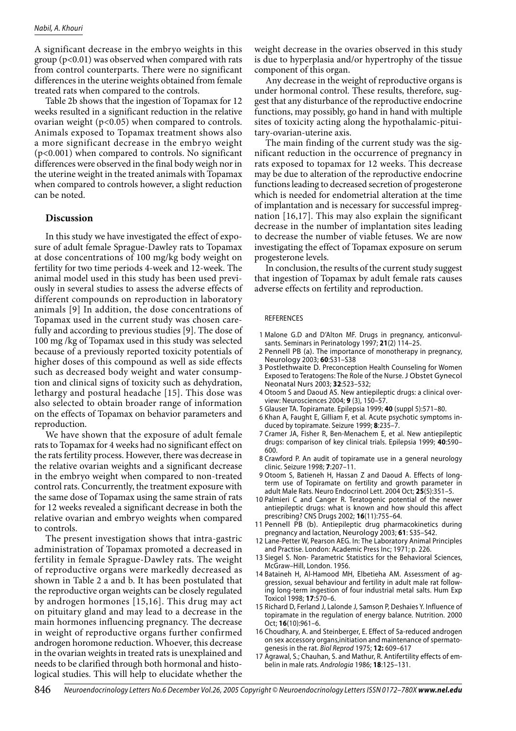A significant decrease in the embryo weights in this group ($p<0.01$) was observed when compared with rats from control counterparts. There were no significant differences in the uterine weights obtained from female treated rats when compared to the controls.

Table 2b shows that the ingestion of Topamax for 12 weeks resulted in a significant reduction in the relative ovarian weight ($p<0.05$) when compared to controls. Animals exposed to Topamax treatment shows also a more significant decrease in the embryo weight ($p<0.001$) when compared to controls. No significant differences were observed in the final body weigh nor in the uterine weight in the treated animals with Topamax when compared to controls however, a slight reduction can be noted.

## Discussion

In this study we have investigated the effect of exposure of adult female Sprague-Dawley rats to Topamax at dose concentrations of 100 mg/kg body weight on fertility for two time periods 4-week and 12-week. The animal model used in this study has been used previously in several studies to assess the adverse effects of different compounds on reproduction in laboratory animals [9] In addition, the dose concentrations of Topamax used in the current study was chosen carefully and according to previous studies [9]. The dose of 100 mg /kg of Topamax used in this study was selected because of a previously reported toxicity potentials of higher doses of this compound as well as side effects such as decreased body weight and water consumption and clinical signs of toxicity such as dehydration, lethargy and postural headache [15]. This dose was also selected to obtain broader range of information on the effects of Topamax on behavior parameters and reproduction.

We have shown that the exposure of adult female rats to Topamax for 4 weeks had no significant effect on the rats fertility process. However, there was decrease in the relative ovarian weights and a significant decrease in the embryo weight when compared to non-treated control rats. Concurrently, the treatment exposure with the same dose of Topamax using the same strain of rats for 12 weeks revealed a significant decrease in both the relative ovarian and embryo weights when compared to controls.

The present investigation shows that intra-gastric administration of Topamax promoted a decreased in fertility in female Sprague-Dawley rats. The weight of reproductive organs were markedly decreased as shown in Table 2 a and b. It has been postulated that the reproductive organ weights can be closely regulated by androgen hormones [15,16]. This drug may act on pituitary gland and may lead to a decrease in the main hormones influencing pregnancy. The decrease in weight of reproductive organs further confirmed androgen horomone reduction. Whoever, this decrease in the ovarian weights in treated rats is unexplained and needs to be clarified through both hormonal and histological studies. This will help to elucidate whether the weight decrease in the ovaries observed in this study is due to hyperplasia and/or hypertrophy of the tissue component of this organ.

Any decrease in the weight of reproductive organs is under hormonal control. These results, therefore, suggest that any disturbance of the reproductive endocrine functions, may possibly, go hand in hand with multiple sites of toxicity acting along the hypothalamic-pituitary-ovarian-uterine axis.

The main finding of the current study was the significant reduction in the occurrence of pregnancy in rats exposed to topamax for 12 weeks. This decrease may be due to alteration of the reproductive endocrine functions leading to decreased secretion of progesterone which is needed for endometrial alteration at the time of implantation and is necessary for successful impregnation [16,17]. This may also explain the significant decrease in the number of implantation sites leading to decrease the number of viable fetuses. We are now investigating the effect of Topamax exposure on serum progesterone levels.

In conclusion, the results of the current study suggest that ingestion of Topamax by adult female rats causes adverse effects on fertility and reproduction.

### REFERENCES

1 Malone G.D and D'Alton MF. Drugs in pregnancy, anticonvulsants. Seminars in Perinatology 1997; **21**(2) 114–25.

2 Pennell PB (a). The importance of monotherapy in pregnancy, Neurology 2003; **60**:S31–S38

3 Postlethwaite D. Preconception Health Counseling for Women Exposed to Teratogens: The Role of the Nurse. J Obstet Gynecol Neonatal Nurs 2003; **32**:523–532;

4 Otoom S and Daoud AS. New antiepileptic drugs: a clinical overview: Neurosciences 2004; **9** (3), 150–57.

5 Glauser TA. Topiramate. Epilepsia 1999; **40** (suppl 5):571–80.

6 Khan A, Faught E, Gilliam F, et al. Acute psychotic symptoms induced by topiramate. Seizure 1999; **8**:235–7.

7 Cramer JA, Fisher R, Ben-Menachem E, et al. New antiepileptic drugs: comparison of key clinical trials. Epilepsia 1999; **40**:590–600.

8 Crawford P. An audit of topiramate use in a general neurology clinic. Seizure 1998; **7**:207–11.

9 Otoom S, Batieneh H, Hassan Z and Daoud A. Effects of long-term use of Topiramate on fertility and growth parameter in adult Male Rats. Neuro Endocrinol Lett. 2004 Oct; **25**(5):351–5.

10 Palmieri C and Canger R. Teratogenic potential of the newer antiepileptic drugs: what is known and how should this affect prescribing? CNS Drugs 2002; **16**(11):755–64.

11 Pennell PB (b). Antiepileptic drug pharmacokinetics during pregnancy and lactation, Neurology 2003; **61**: S35–S42.

12 Lane-Petter W, Pearson AEG. In: The Laboratory Animal Principles and Practise. London: Academic Press Inc; 1971; p. 226.

13 Siegel S. Non- Parametric Statistics for the Behavioral Sciences, McGraw–Hill, London. 1956.

14 Bataineh H, Al-Hamood MH, Elbetieha AM. Assessment of aggression, sexual behaviour and fertility in adult male rat following long-term ingestion of four industrial metal salts. Hum Exp Toxicol 1998; **17**:570–6.

15 Richard D, Ferland J, Lalonde J, Samson P, Deshaies Y. Influence of topiramate in the regulation of energy balance. Nutrition. 2000 Oct; **16**(10):961–6.

16 Choudhary, A. and Steinberger, E. Effect of 5a-reduced androgen on sex accessory organs,initiation and maintenance of spermatogenesis in the rat. *Biol Reprod* 1975; **12:** 609–617

17 Agrawal, S.; Chauhan, S. and Mathur, R. Antifertility effects of embelin in male rats. *Andrologia* 1986; **18**:125–131.